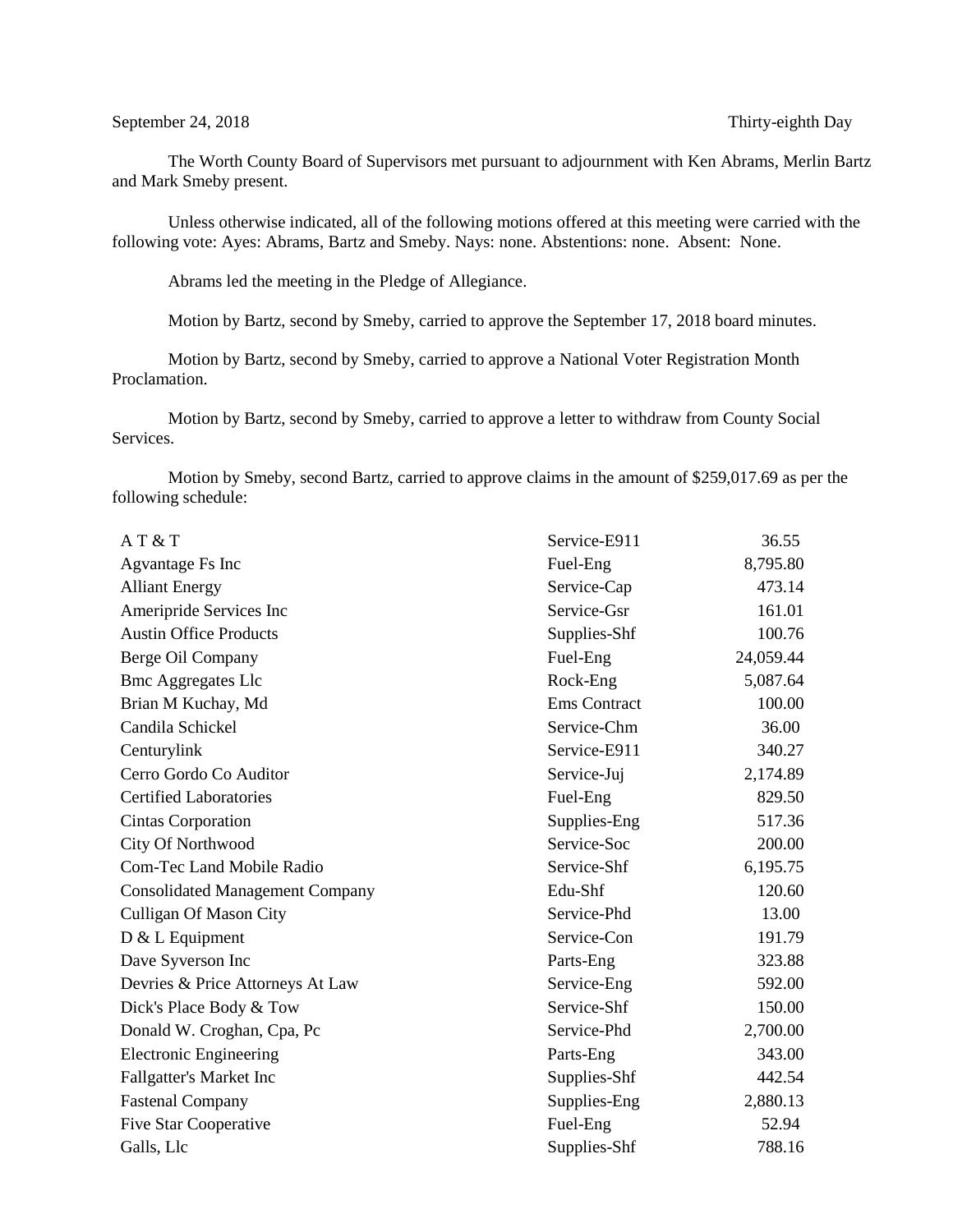September 24, 2018 Thirty-eighth Day

The Worth County Board of Supervisors met pursuant to adjournment with Ken Abrams, Merlin Bartz and Mark Smeby present.

Unless otherwise indicated, all of the following motions offered at this meeting were carried with the following vote: Ayes: Abrams, Bartz and Smeby. Nays: none. Abstentions: none. Absent: None.

Abrams led the meeting in the Pledge of Allegiance.

Motion by Bartz, second by Smeby, carried to approve the September 17, 2018 board minutes.

Motion by Bartz, second by Smeby, carried to approve a National Voter Registration Month Proclamation.

Motion by Bartz, second by Smeby, carried to approve a letter to withdraw from County Social Services.

Motion by Smeby, second Bartz, carried to approve claims in the amount of $259,017.69 as per the following schedule:

| | | |
|---|---|---|
| A T & T | Service-E911 | 36.55 |
| Agvantage Fs Inc | Fuel-Eng | 8,795.80 |
| Alliant Energy | Service-Cap | 473.14 |
| Ameripride Services Inc | Service-Gsr | 161.01 |
| Austin Office Products | Supplies-Shf | 100.76 |
| Berge Oil Company | Fuel-Eng | 24,059.44 |
| Bmc Aggregates Llc | Rock-Eng | 5,087.64 |
| Brian M Kuchay, Md | Ems Contract | 100.00 |
| Candila Schickel | Service-Chm | 36.00 |
| Centurylink | Service-E911 | 340.27 |
| Cerro Gordo Co Auditor | Service-Juj | 2,174.89 |
| Certified Laboratories | Fuel-Eng | 829.50 |
| Cintas Corporation | Supplies-Eng | 517.36 |
| City Of Northwood | Service-Soc | 200.00 |
| Com-Tec Land Mobile Radio | Service-Shf | 6,195.75 |
| Consolidated Management Company | Edu-Shf | 120.60 |
| Culligan Of Mason City | Service-Phd | 13.00 |
| D & L Equipment | Service-Con | 191.79 |
| Dave Syverson Inc | Parts-Eng | 323.88 |
| Devries & Price Attorneys At Law | Service-Eng | 592.00 |
| Dick's Place Body & Tow | Service-Shf | 150.00 |
| Donald W. Croghan, Cpa, Pc | Service-Phd | 2,700.00 |
| Electronic Engineering | Parts-Eng | 343.00 |
| Fallgatter's Market Inc | Supplies-Shf | 442.54 |
| Fastenal Company | Supplies-Eng | 2,880.13 |
| Five Star Cooperative | Fuel-Eng | 52.94 |
| Galls, Llc | Supplies-Shf | 788.16 |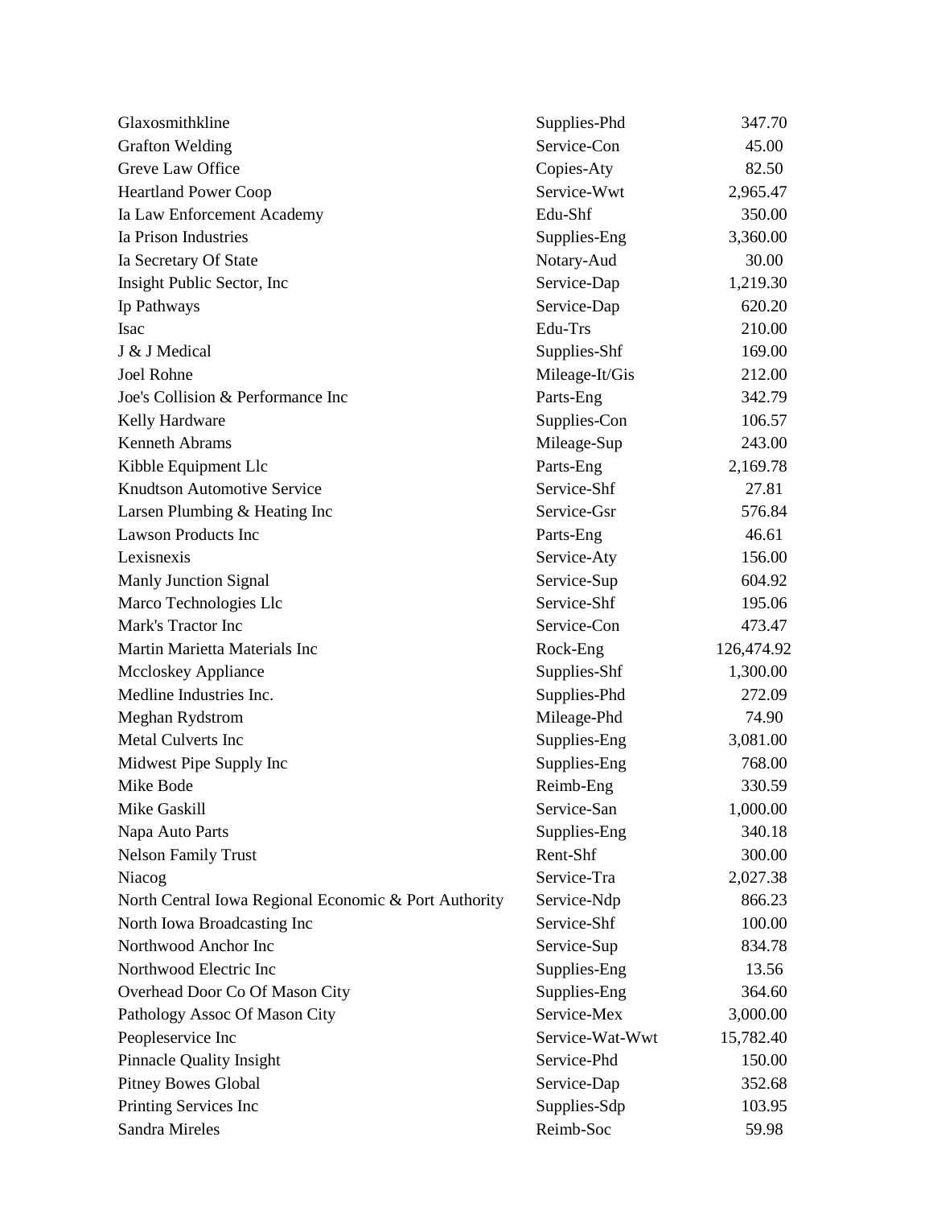| | | |
|---|---|---|
| Glaxosmithkline | Supplies-Phd | 347.70 |
| Grafton Welding | Service-Con | 45.00 |
| Greve Law Office | Copies-Aty | 82.50 |
| Heartland Power Coop | Service-Wwt | 2,965.47 |
| Ia Law Enforcement Academy | Edu-Shf | 350.00 |
| Ia Prison Industries | Supplies-Eng | 3,360.00 |
| Ia Secretary Of State | Notary-Aud | 30.00 |
| Insight Public Sector, Inc | Service-Dap | 1,219.30 |
| Ip Pathways | Service-Dap | 620.20 |
| Isac | Edu-Trs | 210.00 |
| J & J Medical | Supplies-Shf | 169.00 |
| Joel Rohne | Mileage-It/Gis | 212.00 |
| Joe's Collision & Performance Inc | Parts-Eng | 342.79 |
| Kelly Hardware | Supplies-Con | 106.57 |
| Kenneth Abrams | Mileage-Sup | 243.00 |
| Kibble Equipment Llc | Parts-Eng | 2,169.78 |
| Knudtson Automotive Service | Service-Shf | 27.81 |
| Larsen Plumbing & Heating Inc | Service-Gsr | 576.84 |
| Lawson Products Inc | Parts-Eng | 46.61 |
| Lexisnexis | Service-Aty | 156.00 |
| Manly Junction Signal | Service-Sup | 604.92 |
| Marco Technologies Llc | Service-Shf | 195.06 |
| Mark's Tractor Inc | Service-Con | 473.47 |
| Martin Marietta Materials Inc | Rock-Eng | 126,474.92 |
| Mccloskey Appliance | Supplies-Shf | 1,300.00 |
| Medline Industries Inc. | Supplies-Phd | 272.09 |
| Meghan Rydstrom | Mileage-Phd | 74.90 |
| Metal Culverts Inc | Supplies-Eng | 3,081.00 |
| Midwest Pipe Supply Inc | Supplies-Eng | 768.00 |
| Mike Bode | Reimb-Eng | 330.59 |
| Mike Gaskill | Service-San | 1,000.00 |
| Napa Auto Parts | Supplies-Eng | 340.18 |
| Nelson Family Trust | Rent-Shf | 300.00 |
| Niacog | Service-Tra | 2,027.38 |
| North Central Iowa Regional Economic & Port Authority | Service-Ndp | 866.23 |
| North Iowa Broadcasting Inc | Service-Shf | 100.00 |
| Northwood Anchor Inc | Service-Sup | 834.78 |
| Northwood Electric Inc | Supplies-Eng | 13.56 |
| Overhead Door Co Of Mason City | Supplies-Eng | 364.60 |
| Pathology Assoc Of Mason City | Service-Mex | 3,000.00 |
| Peopleservice Inc | Service-Wat-Wwt | 15,782.40 |
| Pinnacle Quality Insight | Service-Phd | 150.00 |
| Pitney Bowes Global | Service-Dap | 352.68 |
| Printing Services Inc | Supplies-Sdp | 103.95 |
| Sandra Mireles | Reimb-Soc | 59.98 |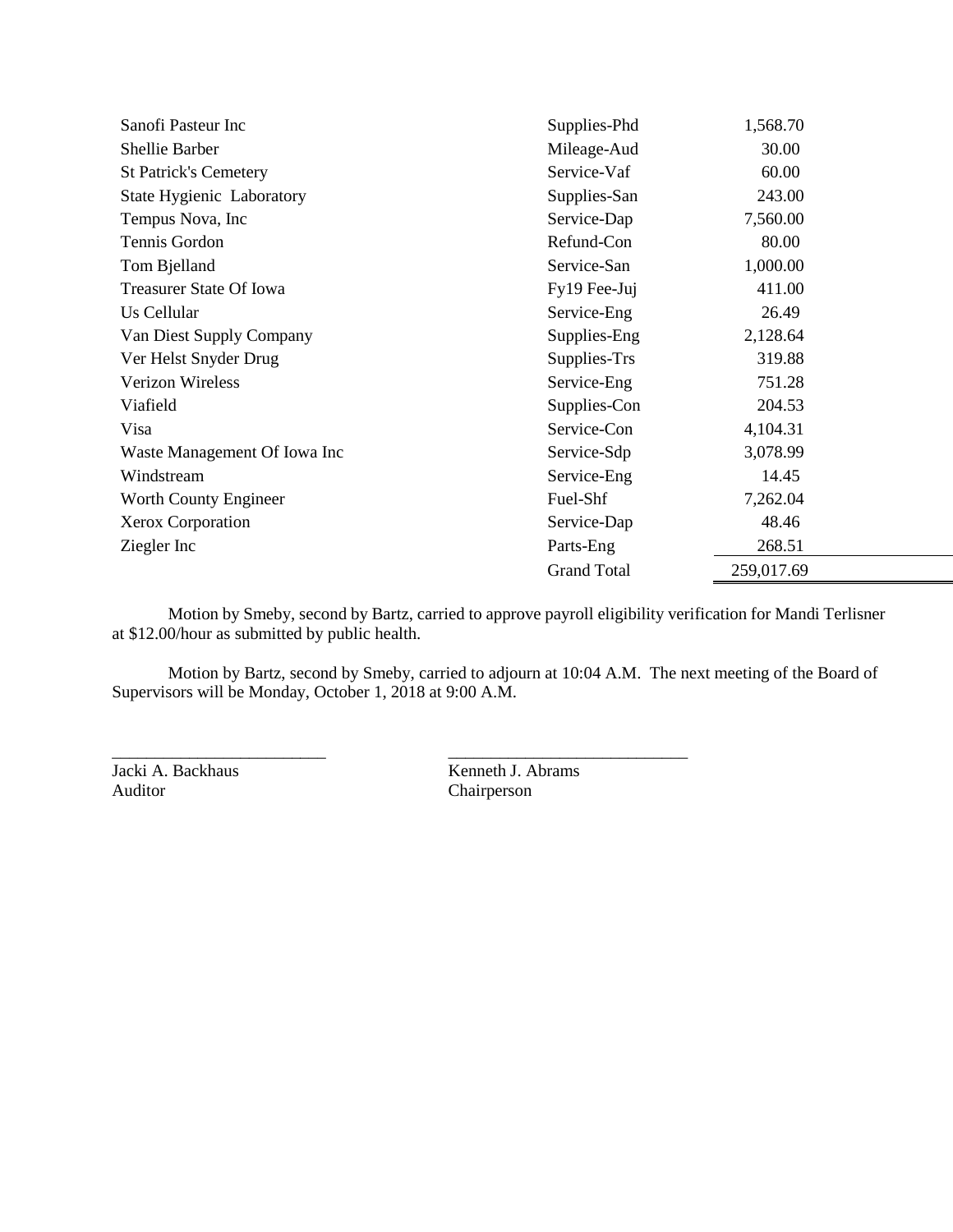| | | |
|---|---|---|
| Sanofi Pasteur Inc | Supplies-Phd | 1,568.70 |
| Shellie Barber | Mileage-Aud | 30.00 |
| St Patrick's Cemetery | Service-Vaf | 60.00 |
| State Hygienic Laboratory | Supplies-San | 243.00 |
| Tempus Nova, Inc | Service-Dap | 7,560.00 |
| Tennis Gordon | Refund-Con | 80.00 |
| Tom Bjelland | Service-San | 1,000.00 |
| Treasurer State Of Iowa | Fy19 Fee-Juj | 411.00 |
| Us Cellular | Service-Eng | 26.49 |
| Van Diest Supply Company | Supplies-Eng | 2,128.64 |
| Ver Helst Snyder Drug | Supplies-Trs | 319.88 |
| Verizon Wireless | Service-Eng | 751.28 |
| Viafield | Supplies-Con | 204.53 |
| Visa | Service-Con | 4,104.31 |
| Waste Management Of Iowa Inc | Service-Sdp | 3,078.99 |
| Windstream | Service-Eng | 14.45 |
| Worth County Engineer | Fuel-Shf | 7,262.04 |
| Xerox Corporation | Service-Dap | 48.46 |
| Ziegler Inc | Parts-Eng | 268.51 |
| | Grand Total | 259,017.69 |

Motion by Smeby, second by Bartz, carried to approve payroll eligibility verification for Mandi Terlisner at $12.00/hour as submitted by public health.

Motion by Bartz, second by Smeby, carried to adjourn at 10:04 A.M. The next meeting of the Board of Supervisors will be Monday, October 1, 2018 at 9:00 A.M.

_________________________ 
Jacki A. Backhaus 
Auditor

_____________________________ 
Kenneth J. Abrams 
Chairperson